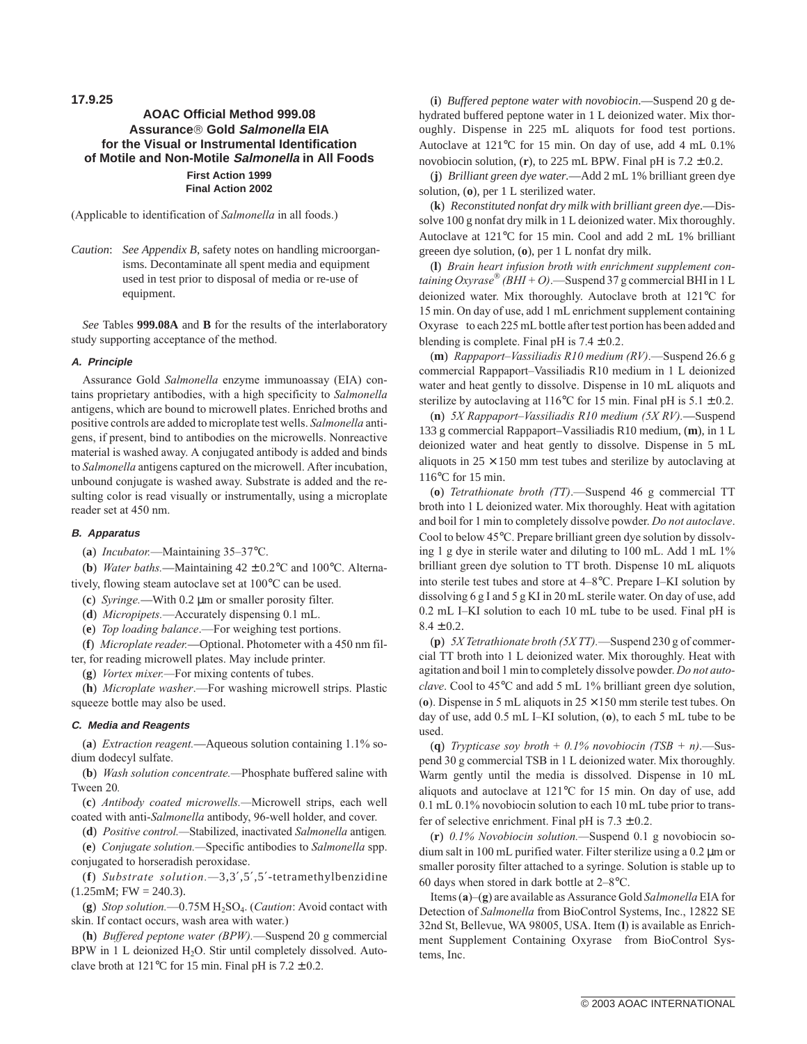**17.9.25**

# AOAC Official Method 999.08
## Assurance® Gold *Salmonella* EIA for the Visual or Instrumental Identification of Motile and Non-Motile *Salmonella* in All Foods

**First Action 1999**
**Final Action 2002**

(Applicable to identification of *Salmonella* in all foods.)

*Caution*: *See Appendix B*, safety notes on handling microorganisms. Decontaminate all spent media and equipment used in test prior to disposal of media or re-use of equipment.

*See* Tables **999.08A** and **B** for the results of the interlaboratory study supporting acceptance of the method.

### A. Principle

Assurance Gold *Salmonella* enzyme immunoassay (EIA) contains proprietary antibodies, with a high specificity to *Salmonella* antigens, which are bound to microwell plates. Enriched broths and positive controls are added to microplate test wells. *Salmonella* antigens, if present, bind to antibodies on the microwells. Nonreactive material is washed away. A conjugated antibody is added and binds to *Salmonella* antigens captured on the microwell. After incubation, unbound conjugate is washed away. Substrate is added and the resulting color is read visually or instrumentally, using a microplate reader set at 450 nm.

### B. Apparatus

(**a**) *Incubator.*—Maintaining 35–37°C.

(**b**) *Water baths.*—Maintaining 42 ± 0.2°C and 100°C. Alternatively, flowing steam autoclave set at 100°C can be used.

(**c**) *Syringe.*—With 0.2 µm or smaller porosity filter.

(**d**) *Micropipets.*—Accurately dispensing 0.1 mL.

(**e**) *Top loading balance*.—For weighing test portions.

(**f**) *Microplate reader.*—Optional. Photometer with a 450 nm filter, for reading microwell plates. May include printer.

(**g**) *Vortex mixer.*—For mixing contents of tubes.

(**h**) *Microplate washer*.—For washing microwell strips. Plastic squeeze bottle may also be used.

### C. Media and Reagents

(**a**) *Extraction reagent.*—Aqueous solution containing 1.1% sodium dodecyl sulfate.

(**b**) *Wash solution concentrate.*—Phosphate buffered saline with Tween 20.

(**c**) *Antibody coated microwells.*—Microwell strips, each well coated with anti-*Salmonella* antibody, 96-well holder, and cover.

(**d**) *Positive control.*—Stabilized, inactivated *Salmonella* antigen.

(**e**) *Conjugate solution.*—Specific antibodies to *Salmonella* spp. conjugated to horseradish peroxidase.

(**f**) *Substrate solution.*—3,3′,5′,5′-tetramethylbenzidine (1.25mM; FW = 240.3).

(**g**) *Stop solution.*—0.75M $H_2SO_4$. (*Caution*: Avoid contact with skin. If contact occurs, wash area with water.)

(**h**) *Buffered peptone water (BPW).*—Suspend 20 g commercial BPW in 1 L deionized $H_2O$. Stir until completely dissolved. Autoclave broth at 121°C for 15 min. Final pH is 7.2 ± 0.2.

(**i**) *Buffered peptone water with novobiocin*.—Suspend 20 g dehydrated buffered peptone water in 1 L deionized water. Mix thoroughly. Dispense in 225 mL aliquots for food test portions. Autoclave at 121°C for 15 min. On day of use, add 4 mL 0.1% novobiocin solution, (**r**), to 225 mL BPW. Final pH is 7.2 ± 0.2.

(**j**) *Brilliant green dye water*.—Add 2 mL 1% brilliant green dye solution, (**o**), per 1 L sterilized water.

(**k**) *Reconstituted nonfat dry milk with brilliant green dye*.—Dissolve 100 g nonfat dry milk in 1 L deionized water. Mix thoroughly. Autoclave at 121°C for 15 min. Cool and add 2 mL 1% brilliant greeen dye solution, (**o**), per 1 L nonfat dry milk.

(**l**) *Brain heart infusion broth with enrichment supplement containing Oxyrase® (BHI + O)*.—Suspend 37 g commercial BHI in 1 L deionized water. Mix thoroughly. Autoclave broth at 121°C for 15 min. On day of use, add 1 mL enrichment supplement containing Oxyrase to each 225 mL bottle after test portion has been added and blending is complete. Final pH is 7.4 ± 0.2.

(**m**) *Rappaport–Vassiliadis R10 medium (RV)*.—Suspend 26.6 g commercial Rappaport–Vassiliadis R10 medium in 1 L deionized water and heat gently to dissolve. Dispense in 10 mL aliquots and sterilize by autoclaving at 116°C for 15 min. Final pH is 5.1 ± 0.2.

(**n**) *5X Rappaport–Vassiliadis R10 medium (5X RV)*.—Suspend 133 g commercial Rappaport–Vassiliadis R10 medium, (**m**), in 1 L deionized water and heat gently to dissolve. Dispense in 5 mL aliquots in 25 × 150 mm test tubes and sterilize by autoclaving at 116°C for 15 min.

(**o**) *Tetrathionate broth (TT)*.—Suspend 46 g commercial TT broth into 1 L deionized water. Mix thoroughly. Heat with agitation and boil for 1 min to completely dissolve powder. *Do not autoclave*. Cool to below 45°C. Prepare brilliant green dye solution by dissolving 1 g dye in sterile water and diluting to 100 mL. Add 1 mL 1% brilliant green dye solution to TT broth. Dispense 10 mL aliquots into sterile test tubes and store at 4–8°C. Prepare I–KI solution by dissolving 6 g I and 5 g KI in 20 mL sterile water. On day of use, add 0.2 mL I–KI solution to each 10 mL tube to be used. Final pH is 8.4 ± 0.2.

(**p**) *5X Tetrathionate broth (5X TT)*.—Suspend 230 g of commercial TT broth into 1 L deionized water. Mix thoroughly. Heat with agitation and boil 1 min to completely dissolve powder. *Do not autoclave*. Cool to 45°C and add 5 mL 1% brilliant green dye solution, (**o**). Dispense in 5 mL aliquots in 25 × 150 mm sterile test tubes. On day of use, add 0.5 mL I–KI solution, (**o**), to each 5 mL tube to be used.

(**q**) *Trypticase soy broth + 0.1% novobiocin (TSB + n)*.—Suspend 30 g commercial TSB in 1 L deionized water. Mix thoroughly. Warm gently until the media is dissolved. Dispense in 10 mL aliquots and autoclave at 121°C for 15 min. On day of use, add 0.1 mL 0.1% novobiocin solution to each 10 mL tube prior to transfer of selective enrichment. Final pH is 7.3 ± 0.2.

(**r**) *0.1% Novobiocin solution.*—Suspend 0.1 g novobiocin sodium salt in 100 mL purified water. Filter sterilize using a 0.2 µm or smaller porosity filter attached to a syringe. Solution is stable up to 60 days when stored in dark bottle at 2–8°C.

Items (**a**)–(**g**) are available as Assurance Gold *Salmonella* EIA for Detection of *Salmonella* from BioControl Systems, Inc., 12822 SE 32nd St, Bellevue, WA 98005, USA. Item (**l**) is available as Enrichment Supplement Containing Oxyrase from BioControl Systems, Inc.

© 2003 AOAC INTERNATIONAL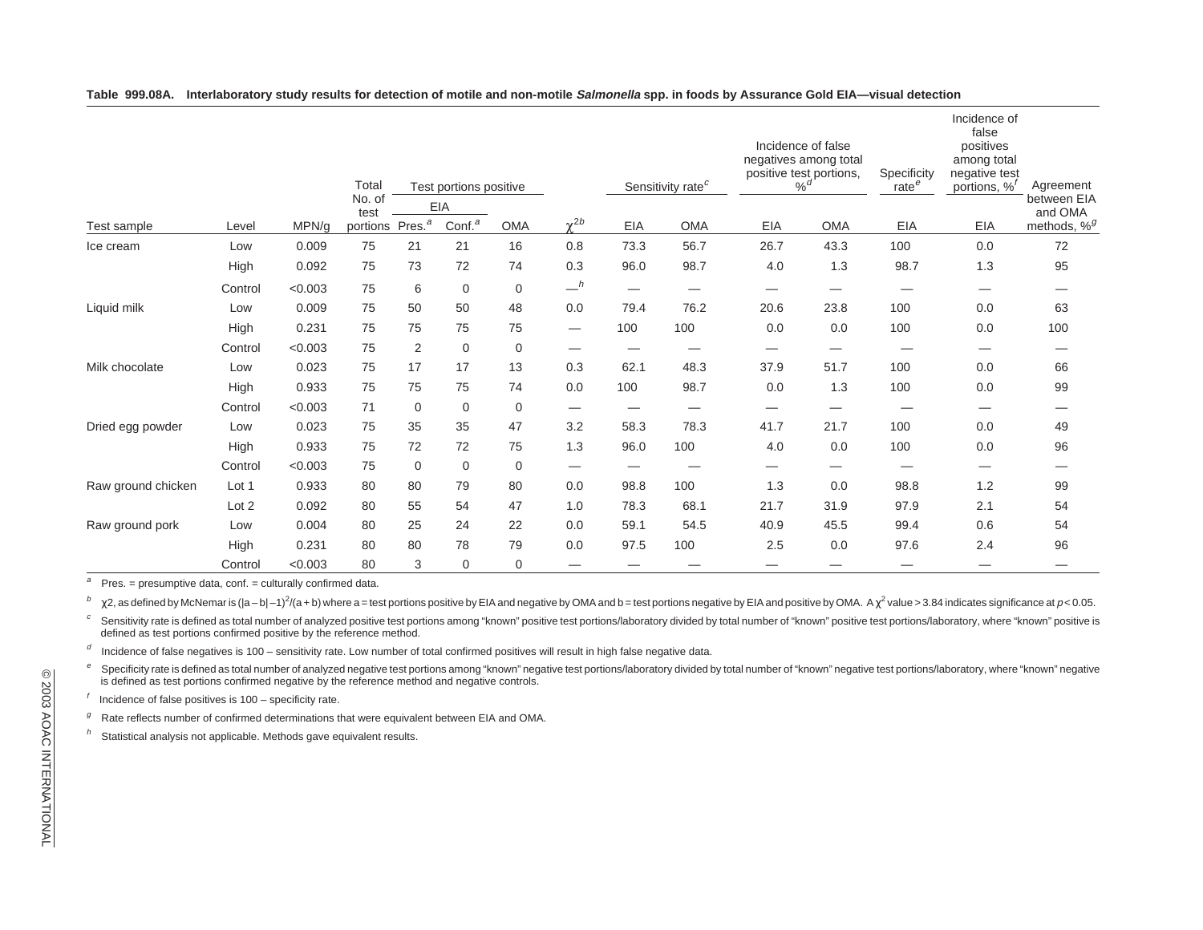**Table 999.08A. Interlaboratory study results for detection of motile and non-motile *Salmonella* spp. in foods by Assurance Gold EIA—visual detection**

| Test sample | Level | MPN/g | Total No. of test portions | Test portions positive | | | $\chi^2$ [b] | Sensitivity rate[c] | | Incidence of false negatives among total positive test portions, %[d] | | Specificity rate[e] | Incidence of false positives among total negative test portions, %[f] | Agreement between EIA and OMA methods, %[g] |
|---|---|---|---|---|---|---|---|---|---|---|---|---|---|---|
| | | | | EIA | | OMA | | EIA | OMA | EIA | OMA | EIA | EIA | |
| | | | | Pres.[a] | Conf.[a] | | | | | | | | | |
| Ice cream | Low | 0.009 | 75 | 21 | 21 | 16 | 0.8 | 73.3 | 56.7 | 26.7 | 43.3 | 100 | 0.0 | 72 |
| | High | 0.092 | 75 | 73 | 72 | 74 | 0.3 | 96.0 | 98.7 | 4.0 | 1.3 | 98.7 | 1.3 | 95 |
| | Control | <0.003 | 75 | 6 | 0 | 0 | —[h] | — | — | — | — | — | — | — |
| Liquid milk | Low | 0.009 | 75 | 50 | 50 | 48 | 0.0 | 79.4 | 76.2 | 20.6 | 23.8 | 100 | 0.0 | 63 |
| | High | 0.231 | 75 | 75 | 75 | 75 | — | 100 | 100 | 0.0 | 0.0 | 100 | 0.0 | 100 |
| | Control | <0.003 | 75 | 2 | 0 | 0 | — | — | — | — | — | — | — | — |
| Milk chocolate | Low | 0.023 | 75 | 17 | 17 | 13 | 0.3 | 62.1 | 48.3 | 37.9 | 51.7 | 100 | 0.0 | 66 |
| | High | 0.933 | 75 | 75 | 75 | 74 | 0.0 | 100 | 98.7 | 0.0 | 1.3 | 100 | 0.0 | 99 |
| | Control | <0.003 | 71 | 0 | 0 | 0 | — | — | — | — | — | — | — | — |
| Dried egg powder | Low | 0.023 | 75 | 35 | 35 | 47 | 3.2 | 58.3 | 78.3 | 41.7 | 21.7 | 100 | 0.0 | 49 |
| | High | 0.933 | 75 | 72 | 72 | 75 | 1.3 | 96.0 | 100 | 4.0 | 0.0 | 100 | 0.0 | 96 |
| | Control | <0.003 | 75 | 0 | 0 | 0 | — | — | — | — | — | — | — | — |
| Raw ground chicken | Lot 1 | 0.933 | 80 | 80 | 79 | 80 | 0.0 | 98.8 | 100 | 1.3 | 0.0 | 98.8 | 1.2 | 99 |
| | Lot 2 | 0.092 | 80 | 55 | 54 | 47 | 1.0 | 78.3 | 68.1 | 21.7 | 31.9 | 97.9 | 2.1 | 54 |
| Raw ground pork | Low | 0.004 | 80 | 25 | 24 | 22 | 0.0 | 59.1 | 54.5 | 40.9 | 45.5 | 99.4 | 0.6 | 54 |
| | High | 0.231 | 80 | 80 | 78 | 79 | 0.0 | 97.5 | 100 | 2.5 | 0.0 | 97.6 | 2.4 | 96 |
| | Control | <0.003 | 80 | 3 | 0 | 0 | — | — | — | — | — | — | — | — |

[a] Pres. = presumptive data, conf. = culturally confirmed data.

[b] $\chi^2$, as defined by McNemar is $(|a-b|-1)^2/(a+b)$ where a = test portions positive by EIA and negative by OMA and b = test portions negative by EIA and positive by OMA. A $\chi^2$ value > 3.84 indicates significance at $p < 0.05$.

[c] Sensitivity rate is defined as total number of analyzed positive test portions among "known" positive test portions/laboratory divided by total number of "known" positive test portions/laboratory, where "known" positive is defined as test portions confirmed positive by the reference method.

[d] Incidence of false negatives is 100 – sensitivity rate. Low number of total confirmed positives will result in high false negative data.

[e] Specificity rate is defined as total number of analyzed negative test portions among "known" negative test portions/laboratory divided by total number of "known" negative test portions/laboratory, where "known" negative is defined as test portions confirmed negative by the reference method and negative controls.

[f] Incidence of false positives is 100 – specificity rate.

[g] Rate reflects number of confirmed determinations that were equivalent between EIA and OMA.

[h] Statistical analysis not applicable. Methods gave equivalent results.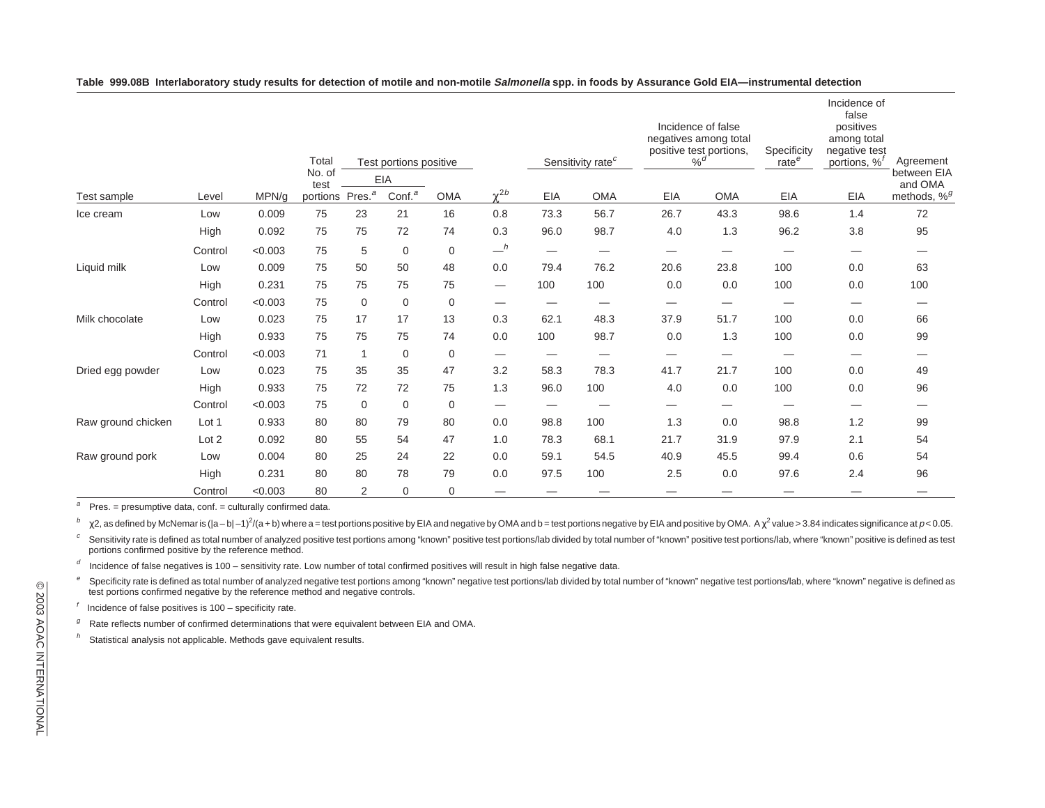**Table 999.08B Interlaboratory study results for detection of motile and non-motile *Salmonella* spp. in foods by Assurance Gold EIA—instrumental detection**

| Test sample | Level | MPN/g | Total No. of test portions | Test portions positive | | | $\chi^{2}$ [b] | Sensitivity rate[c] | | Incidence of false negatives among total positive test portions, %[d] | | Specificity rate[e] | Incidence of false positives among total negative test portions, %[f] | Agreement between EIA and OMA methods, %[g] |
|---|---|---|---|---|---|---|---|---|---|---|---|---|---|---|
| | | | | EIA | | | | | | | | | | |
| | | | | Pres.[a] | Conf.[a] | OMA | | EIA | OMA | EIA | OMA | EIA | EIA | |
| Ice cream | Low | 0.009 | 75 | 23 | 21 | 16 | 0.8 | 73.3 | 56.7 | 26.7 | 43.3 | 98.6 | 1.4 | 72 |
| | High | 0.092 | 75 | 75 | 72 | 74 | 0.3 | 96.0 | 98.7 | 4.0 | 1.3 | 96.2 | 3.8 | 95 |
| | Control | <0.003 | 75 | 5 | 0 | 0 | —[h] | — | — | — | — | — | — | — |
| Liquid milk | Low | 0.009 | 75 | 50 | 50 | 48 | 0.0 | 79.4 | 76.2 | 20.6 | 23.8 | 100 | 0.0 | 63 |
| | High | 0.231 | 75 | 75 | 75 | 75 | — | 100 | 100 | 0.0 | 0.0 | 100 | 0.0 | 100 |
| | Control | <0.003 | 75 | 0 | 0 | 0 | — | — | — | — | — | — | — | — |
| Milk chocolate | Low | 0.023 | 75 | 17 | 17 | 13 | 0.3 | 62.1 | 48.3 | 37.9 | 51.7 | 100 | 0.0 | 66 |
| | High | 0.933 | 75 | 75 | 75 | 74 | 0.0 | 100 | 98.7 | 0.0 | 1.3 | 100 | 0.0 | 99 |
| | Control | <0.003 | 71 | 1 | 0 | 0 | — | — | — | — | — | — | — | — |
| Dried egg powder | Low | 0.023 | 75 | 35 | 35 | 47 | 3.2 | 58.3 | 78.3 | 41.7 | 21.7 | 100 | 0.0 | 49 |
| | High | 0.933 | 75 | 72 | 72 | 75 | 1.3 | 96.0 | 100 | 4.0 | 0.0 | 100 | 0.0 | 96 |
| | Control | <0.003 | 75 | 0 | 0 | 0 | — | — | — | — | — | — | — | — |
| Raw ground chicken | Lot 1 | 0.933 | 80 | 80 | 79 | 80 | 0.0 | 98.8 | 100 | 1.3 | 0.0 | 98.8 | 1.2 | 99 |
| | Lot 2 | 0.092 | 80 | 55 | 54 | 47 | 1.0 | 78.3 | 68.1 | 21.7 | 31.9 | 97.9 | 2.1 | 54 |
| Raw ground pork | Low | 0.004 | 80 | 25 | 24 | 22 | 0.0 | 59.1 | 54.5 | 40.9 | 45.5 | 99.4 | 0.6 | 54 |
| | High | 0.231 | 80 | 80 | 78 | 79 | 0.0 | 97.5 | 100 | 2.5 | 0.0 | 97.6 | 2.4 | 96 |
| | Control | <0.003 | 80 | 2 | 0 | 0 | — | — | — | — | — | — | — | — |

[a] Pres. = presumptive data, conf. = culturally confirmed data.

[b] $\chi 2$, as defined by McNemar is $(|a - b| - 1)^2/(a + b)$ where a = test portions positive by EIA and negative by OMA and b = test portions negative by EIA and positive by OMA. A $\chi^2$ value > 3.84 indicates significance at $p < 0.05$.

[c] Sensitivity rate is defined as total number of analyzed positive test portions among "known" positive test portions/lab divided by total number of "known" positive test portions/lab, where "known" positive is defined as test portions confirmed positive by the reference method.

[d] Incidence of false negatives is 100 – sensitivity rate. Low number of total confirmed positives will result in high false negative data.

[e] Specificity rate is defined as total number of analyzed negative test portions among "known" negative test portions/lab divided by total number of "known" negative test portions/lab, where "known" negative is defined as test portions confirmed negative by the reference method and negative controls.

[f] Incidence of false positives is 100 – specificity rate.

[g] Rate reflects number of confirmed determinations that were equivalent between EIA and OMA.

[h] Statistical analysis not applicable. Methods gave equivalent results.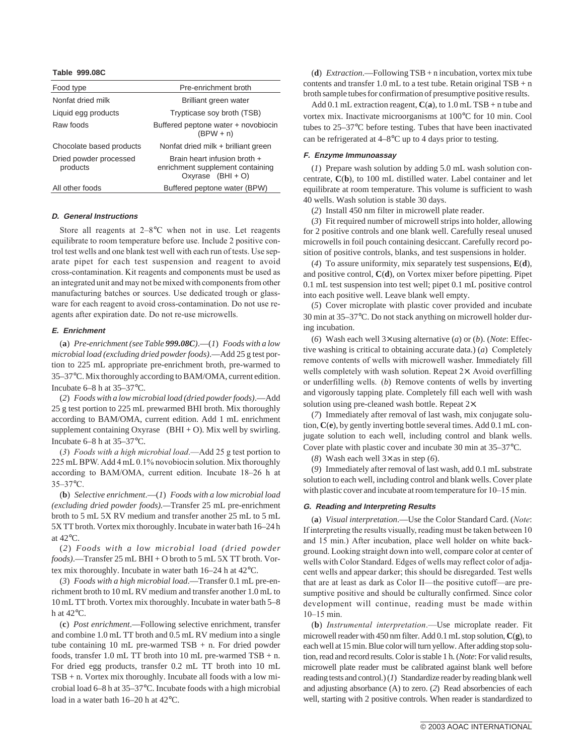**Table 999.08C**

| Food type | Pre-enrichment broth |
|---|---|
| Nonfat dried milk | Brilliant green water |
| Liquid egg products | Trypticase soy broth (TSB) |
| Raw foods | Buffered peptone water + novobiocin (BPW + n) |
| Chocolate based products | Nonfat dried milk + brilliant green |
| Dried powder processed products | Brain heart infusion broth + enrichment supplement containing Oxyrase (BHI + O) |
| All other foods | Buffered peptone water (BPW) |

### D. General Instructions

Store all reagents at 2–8°C when not in use. Let reagents equilibrate to room temperature before use. Include 2 positive control test wells and one blank test well with each run of tests. Use separate pipet for each test suspension and reagent to avoid cross-contamination. Kit reagents and components must be used as an integrated unit and may not be mixed with components from other manufacturing batches or sources. Use dedicated trough or glassware for each reagent to avoid cross-contamination. Do not use reagents after expiration date. Do not re-use microwells.

### E. Enrichment

(**a**) *Pre-enrichment (see Table* ***999.08C****)*.—(*1*) *Foods with a low microbial load (excluding dried powder foods)*.—Add 25 g test portion to 225 mL appropriate pre-enrichment broth, pre-warmed to 35–37°C. Mix thoroughly according to BAM/OMA, current edition. Incubate 6–8 h at 35–37°C.

(*2*) *Foods with a low microbial load (dried powder foods)*.—Add 25 g test portion to 225 mL prewarmed BHI broth. Mix thoroughly according to BAM/OMA, current edition. Add 1 mL enrichment supplement containing Oxyrase (BHI + O). Mix well by swirling. Incubate 6–8 h at 35–37°C.

(*3*) *Foods with a high microbial load*.—Add 25 g test portion to 225 mL BPW. Add 4 mL 0.1% novobiocin solution. Mix thoroughly according to BAM/OMA, current edition. Incubate 18–26 h at 35–37°C.

(**b**) *Selective enrichment*.—(*1*) *Foods with a low microbial load (excluding dried powder foods)*.—Transfer 25 mL pre-enrichment broth to 5 mL 5X RV medium and transfer another 25 mL to 5 mL 5X TT broth. Vortex mix thoroughly. Incubate in water bath 16–24 h at 42°C.

(*2*) *Foods with a low microbial load (dried powder foods)*.—Transfer 25 mL BHI + O broth to 5 mL 5X TT broth. Vortex mix thoroughly. Incubate in water bath 16–24 h at 42°C.

(*3*) *Foods with a high microbial load*.—Transfer 0.1 mL pre-enrichment broth to 10 mL RV medium and transfer another 1.0 mL to 10 mL TT broth. Vortex mix thoroughly. Incubate in water bath 5–8 h at 42°C.

(**c**) *Post enrichment*.—Following selective enrichment, transfer and combine 1.0 mL TT broth and 0.5 mL RV medium into a single tube containing 10 mL pre-warmed TSB + n. For dried powder foods, transfer 1.0 mL TT broth into 10 mL pre-warmed TSB + n. For dried egg products, transfer 0.2 mL TT broth into 10 mL TSB + n. Vortex mix thoroughly. Incubate all foods with a low microbial load 6–8 h at 35–37°C. Incubate foods with a high microbial load in a water bath 16–20 h at 42°C.

(**d**) *Extraction*.—Following TSB + n incubation, vortex mix tube contents and transfer 1.0 mL to a test tube. Retain original TSB + n broth sample tubes for confirmation of presumptive positive results.

Add 0.1 mL extraction reagent, **C**(**a**), to 1.0 mL TSB + n tube and vortex mix. Inactivate microorganisms at 100°C for 10 min. Cool tubes to 25–37°C before testing. Tubes that have been inactivated can be refrigerated at 4–8°C up to 4 days prior to testing.

### F. Enzyme Immunoassay

(*1*) Prepare wash solution by adding 5.0 mL wash solution concentrate, **C**(**b**), to 100 mL distilled water. Label container and let equilibrate at room temperature. This volume is sufficient to wash 40 wells. Wash solution is stable 30 days.

(*2*) Install 450 nm filter in microwell plate reader.

(*3*) Fit required number of microwell strips into holder, allowing for 2 positive controls and one blank well. Carefully reseal unused microwells in foil pouch containing desiccant. Carefully record position of positive controls, blanks, and test suspensions in holder.

(*4*) To assure uniformity, mix separately test suspensions, **E**(**d**), and positive control, **C**(**d**), on Vortex mixer before pipetting. Pipet 0.1 mL test suspension into test well; pipet 0.1 mL positive control into each positive well. Leave blank well empty.

(*5*) Cover microplate with plastic cover provided and incubate 30 min at 35–37°C. Do not stack anything on microwell holder during incubation.

(*6*) Wash each well 3× using alternative (*a*) or (*b*). (*Note*: Effective washing is critical to obtaining accurate data.) (*a*) Completely remove contents of wells with microwell washer. Immediately fill wells completely with wash solution. Repeat 2× Avoid overfilling or underfilling wells. (*b*) Remove contents of wells by inverting and vigorously tapping plate. Completely fill each well with wash solution using pre-cleaned wash bottle. Repeat 2×

(*7*) Immediately after removal of last wash, mix conjugate solution, **C**(**e**), by gently inverting bottle several times. Add 0.1 mL conjugate solution to each well, including control and blank wells. Cover plate with plastic cover and incubate 30 min at 35–37°C.

(*8*) Wash each well 3× as in step (*6*).

(*9*) Immediately after removal of last wash, add 0.1 mL substrate solution to each well, including control and blank wells. Cover plate with plastic cover and incubate at room temperature for 10–15 min.

### G. Reading and Interpreting Results

(**a**) *Visual interpretation*.—Use the Color Standard Card. (*Note*: If interpreting the results visually, reading must be taken between 10 and 15 min.) After incubation, place well holder on white background. Looking straight down into well, compare color at center of wells with Color Standard. Edges of wells may reflect color of adjacent wells and appear darker; this should be disregarded. Test wells that are at least as dark as Color II—the positive cutoff—are presumptive positive and should be culturally confirmed. Since color development will continue, reading must be made within 10–15 min.

(**b**) *Instrumental interpretation*.—Use microplate reader. Fit microwell reader with 450 nm filter. Add 0.1 mL stop solution, **C**(**g**), to each well at 15 min. Blue color will turn yellow. After adding stop solution, read and record results. Color is stable 1 h. (*Note*: For valid results, microwell plate reader must be calibrated against blank well before reading tests and control.) (*1*) Standardize reader by reading blank well and adjusting absorbance (A) to zero. (*2*) Read absorbencies of each well, starting with 2 positive controls. When reader is standardized to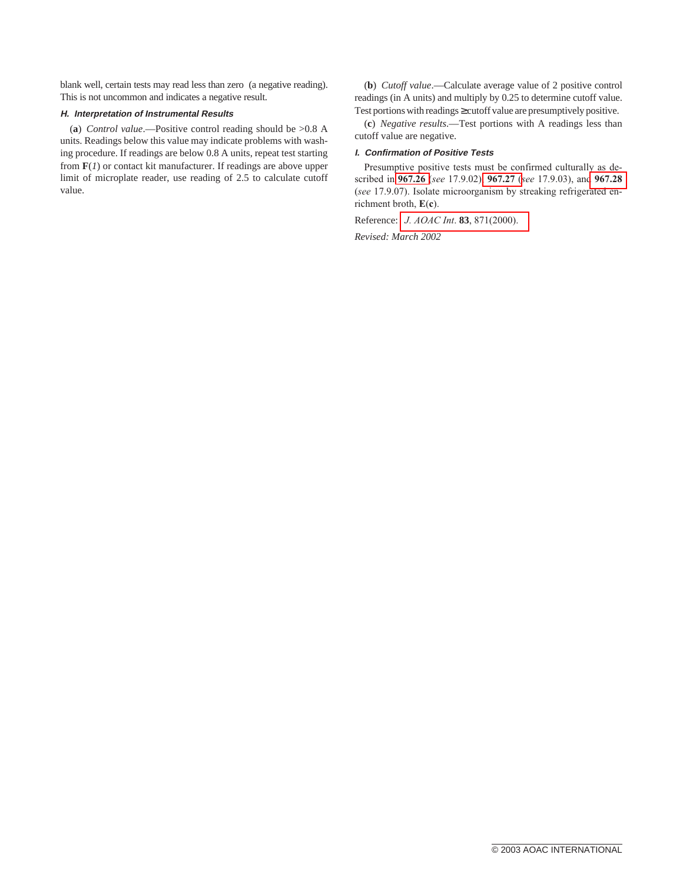blank well, certain tests may read less than zero (a negative reading). This is not uncommon and indicates a negative result.

### *H. Interpretation of Instrumental Results*

(**a**) *Control value*.—Positive control reading should be >0.8 A units. Readings below this value may indicate problems with washing procedure. If readings are below 0.8 A units, repeat test starting from **F**(*1*) or contact kit manufacturer. If readings are above upper limit of microplate reader, use reading of 2.5 to calculate cutoff value.

(**b**) *Cutoff value*.—Calculate average value of 2 positive control readings (in A units) and multiply by 0.25 to determine cutoff value. Test portions with readings ≥cutoff value are presumptively positive.

(**c**) *Negative results*.—Test portions with A readings less than cutoff value are negative.

### *I. Confirmation of Positive Tests*

Presumptive positive tests must be confirmed culturally as described in **967.26** (*see* 17.9.02), **967.27** (*see* 17.9.03), and **967.28** (*see* 17.9.07). Isolate microorganism by streaking refrigerated enrichment broth, **E**(**c**).

Reference: *J. AOAC Int*. **83**, 871(2000).

*Revised: March 2002*